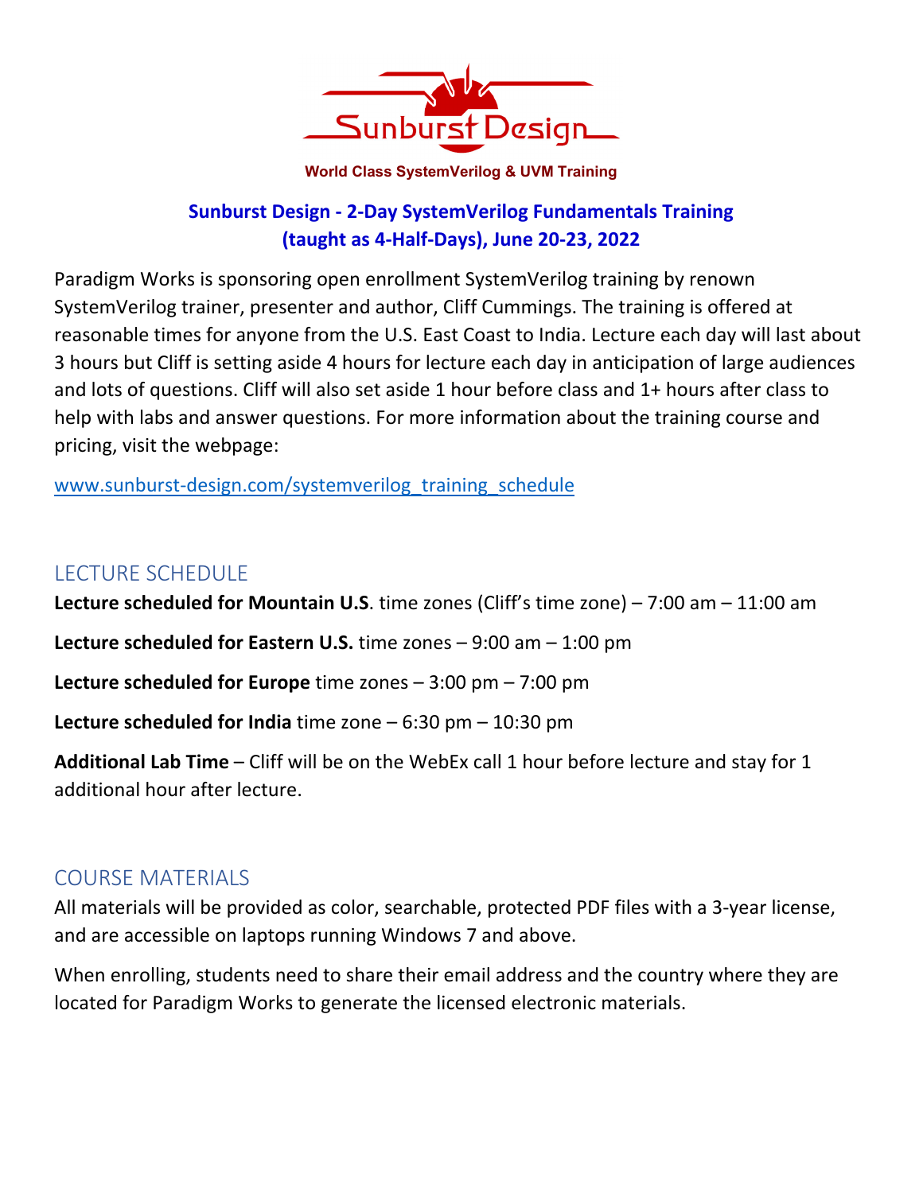Sunburst Design

**World Class SystemVerilog & UVM Training**

## Sunburst Design - 2-Day SystemVerilog Fundamentals Training (taught as 4-Half-Days), June 20-23, 2022

Paradigm Works is sponsoring open enrollment SystemVerilog training by renown SystemVerilog trainer, presenter and author, Cliff Cummings. The training is offered at reasonable times for anyone from the U.S. East Coast to India. Lecture each day will last about 3 hours but Cliff is setting aside 4 hours for lecture each day in anticipation of large audiences and lots of questions. Cliff will also set aside 1 hour before class and 1+ hours after class to help with labs and answer questions. For more information about the training course and pricing, visit the webpage:

[www.sunburst-design.com/systemverilog_training_schedule](http://www.sunburst-design.com/systemverilog_training_schedule)

## LECTURE SCHEDULE

**Lecture scheduled for Mountain U.S**. time zones (Cliff's time zone) – 7:00 am – 11:00 am

**Lecture scheduled for Eastern U.S.** time zones – 9:00 am – 1:00 pm

**Lecture scheduled for Europe** time zones – 3:00 pm – 7:00 pm

**Lecture scheduled for India** time zone – 6:30 pm – 10:30 pm

**Additional Lab Time** – Cliff will be on the WebEx call 1 hour before lecture and stay for 1 additional hour after lecture.

## COURSE MATERIALS

All materials will be provided as color, searchable, protected PDF files with a 3-year license, and are accessible on laptops running Windows 7 and above.

When enrolling, students need to share their email address and the country where they are located for Paradigm Works to generate the licensed electronic materials.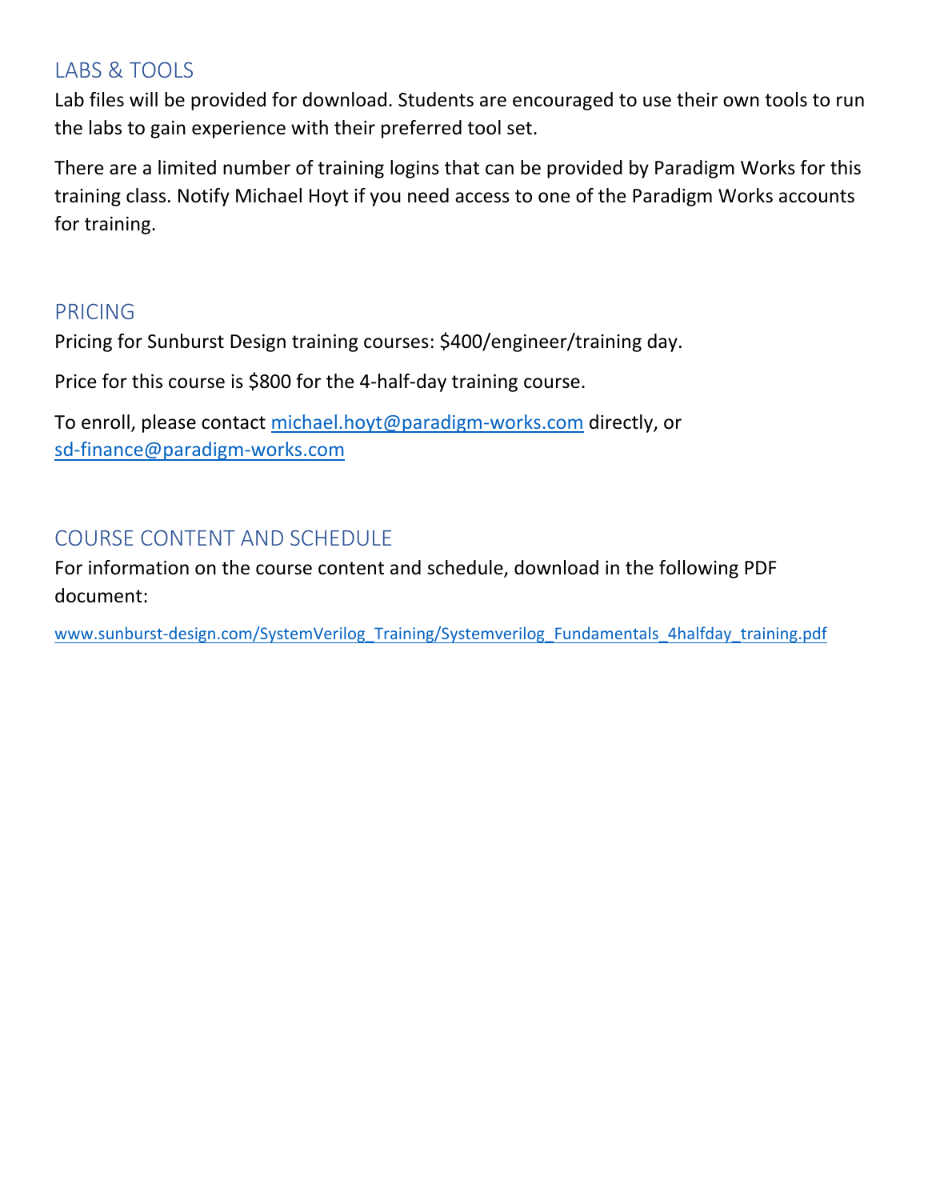## LABS & TOOLS

Lab files will be provided for download. Students are encouraged to use their own tools to run the labs to gain experience with their preferred tool set.

There are a limited number of training logins that can be provided by Paradigm Works for this training class. Notify Michael Hoyt if you need access to one of the Paradigm Works accounts for training.

## PRICING

Pricing for Sunburst Design training courses: $400/engineer/training day.

Price for this course is $800 for the 4-half-day training course.

To enroll, please contact michael.hoyt@paradigm-works.com directly, or sd-finance@paradigm-works.com

## COURSE CONTENT AND SCHEDULE

For information on the course content and schedule, download in the following PDF document:

www.sunburst-design.com/SystemVerilog_Training/Systemverilog_Fundamentals_4halfday_training.pdf